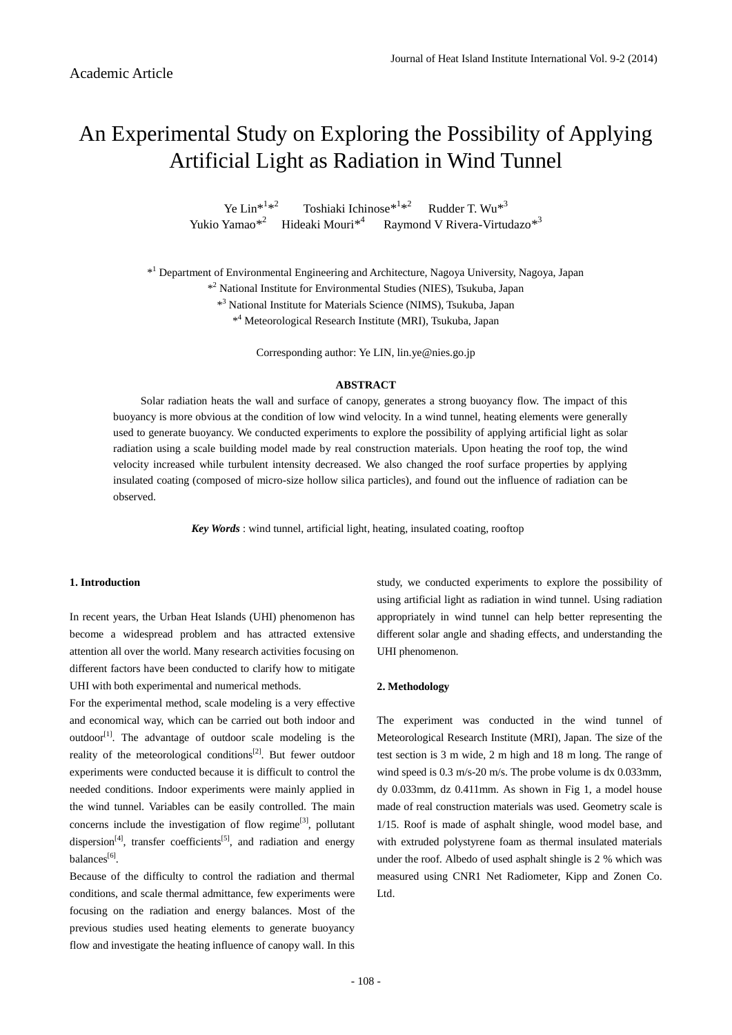Academic Article

# An Experimental Study on Exploring the Possibility of Applying Artificial Light as Radiation in Wind Tunnel

Ye Lin*[1]*[2] Toshiaki Ichinose*[1]*[2] Rudder T. Wu*[3]
Yukio Yamao*[2] Hideaki Mouri*[4] Raymond V Rivera-Virtudazo*[3]

*[1] Department of Environmental Engineering and Architecture, Nagoya University, Nagoya, Japan
*[2] National Institute for Environmental Studies (NIES), Tsukuba, Japan
*[3] National Institute for Materials Science (NIMS), Tsukuba, Japan
*[4] Meteorological Research Institute (MRI), Tsukuba, Japan

Corresponding author: Ye LIN, lin.ye@nies.go.jp

**ABSTRACT**

Solar radiation heats the wall and surface of canopy, generates a strong buoyancy flow. The impact of this buoyancy is more obvious at the condition of low wind velocity. In a wind tunnel, heating elements were generally used to generate buoyancy. We conducted experiments to explore the possibility of applying artificial light as solar radiation using a scale building model made by real construction materials. Upon heating the roof top, the wind velocity increased while turbulent intensity decreased. We also changed the roof surface properties by applying insulated coating (composed of micro-size hollow silica particles), and found out the influence of radiation can be observed.

***Key Words*** : wind tunnel, artificial light, heating, insulated coating, rooftop

## 1. Introduction

In recent years, the Urban Heat Islands (UHI) phenomenon has become a widespread problem and has attracted extensive attention all over the world. Many research activities focusing on different factors have been conducted to clarify how to mitigate UHI with both experimental and numerical methods.

For the experimental method, scale modeling is a very effective and economical way, which can be carried out both indoor and outdoor[1]. The advantage of outdoor scale modeling is the reality of the meteorological conditions[2]. But fewer outdoor experiments were conducted because it is difficult to control the needed conditions. Indoor experiments were mainly applied in the wind tunnel. Variables can be easily controlled. The main concerns include the investigation of flow regime[3], pollutant dispersion[4], transfer coefficients[5], and radiation and energy balances[6].

Because of the difficulty to control the radiation and thermal conditions, and scale thermal admittance, few experiments were focusing on the radiation and energy balances. Most of the previous studies used heating elements to generate buoyancy flow and investigate the heating influence of canopy wall. In this study, we conducted experiments to explore the possibility of using artificial light as radiation in wind tunnel. Using radiation appropriately in wind tunnel can help better representing the different solar angle and shading effects, and understanding the UHI phenomenon.

## 2. Methodology

The experiment was conducted in the wind tunnel of Meteorological Research Institute (MRI), Japan. The size of the test section is 3 m wide, 2 m high and 18 m long. The range of wind speed is 0.3 m/s-20 m/s. The probe volume is dx 0.033mm, dy 0.033mm, dz 0.411mm. As shown in Fig 1, a model house made of real construction materials was used. Geometry scale is 1/15. Roof is made of asphalt shingle, wood model base, and with extruded polystyrene foam as thermal insulated materials under the roof. Albedo of used asphalt shingle is 2 % which was measured using CNR1 Net Radiometer, Kipp and Zonen Co. Ltd.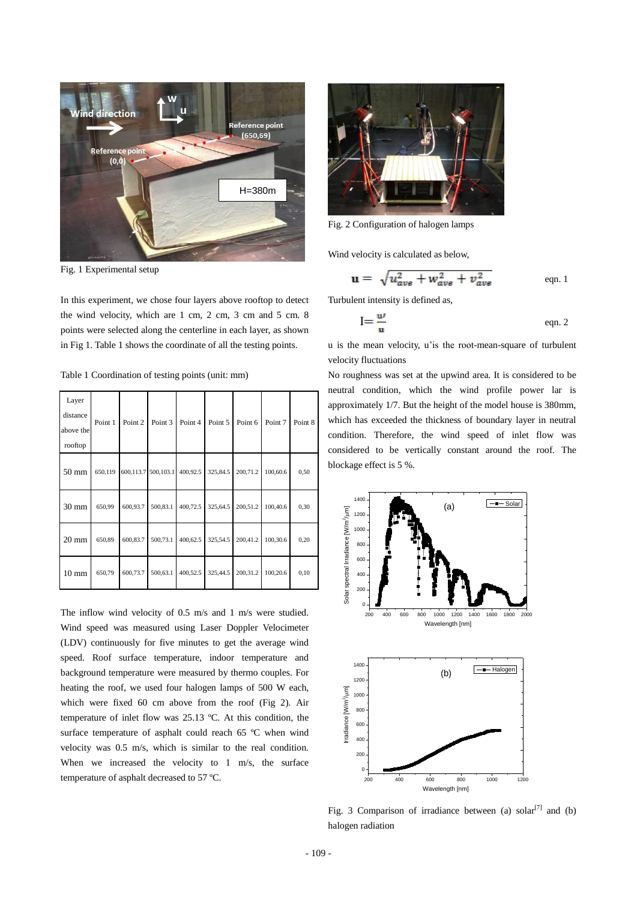Fig. 1 Experimental setup

In this experiment, we chose four layers above rooftop to detect the wind velocity, which are 1 cm, 2 cm, 3 cm and 5 cm. 8 points were selected along the centerline in each layer, as shown in Fig 1. Table 1 shows the coordinate of all the testing points.

Table 1 Coordination of testing points (unit: mm)

| Layer distance above the rooftop | Point 1 | Point 2 | Point 3 | Point 4 | Point 5 | Point 6 | Point 7 | Point 8 |
|---|---|---|---|---|---|---|---|---|
| 50 mm | 650,119 | 600,113.7 | 500,103.1 | 400,92.5 | 325,84.5 | 200,71.2 | 100,60.6 | 0,50 |
| 30 mm | 650,99 | 600,93.7 | 500,83.1 | 400,72.5 | 325,64.5 | 200,51.2 | 100,40.6 | 0,30 |
| 20 mm | 650,89 | 600,83.7 | 500,73.1 | 400,62.5 | 325,54.5 | 200,41.2 | 100,30.6 | 0,20 |
| 10 mm | 650,79 | 600,73.7 | 500,63.1 | 400,52.5 | 325,44.5 | 200,31.2 | 100,20.6 | 0,10 |

The inflow wind velocity of 0.5 m/s and 1 m/s were studied. Wind speed was measured using Laser Doppler Velocimeter (LDV) continuously for five minutes to get the average wind speed. Roof surface temperature, indoor temperature and background temperature were measured by thermo couples. For heating the roof, we used four halogen lamps of 500 W each, which were fixed 60 cm above from the roof (Fig 2). Air temperature of inlet flow was 25.13 ºC. At this condition, the surface temperature of asphalt could reach 65 ºC when wind velocity was 0.5 m/s, which is similar to the real condition. When we increased the velocity to 1 m/s, the surface temperature of asphalt decreased to 57 ºC.

Fig. 2 Configuration of halogen lamps

Wind velocity is calculated as below,

$$\mathbf{u} = \sqrt{u_{ave}^2 + w_{ave}^2 + v_{ave}^2} \qquad \text{eqn. 1}$$

Turbulent intensity is defined as,

$$\mathrm{I} = \frac{\mathbf{u}'}{\mathbf{u}} \qquad \text{eqn. 2}$$

u is the mean velocity, u'is the root-mean-square of turbulent velocity fluctuations

No roughness was set at the upwind area. It is considered to be neutral condition, which the wind profile power lar is approximately 1/7. But the height of the model house is 380mm, which has exceeded the thickness of boundary layer in neutral condition. Therefore, the wind speed of inlet flow was considered to be vertically constant around the roof. The blockage effect is 5 %.

Fig. 3 Comparison of irradiance between (a) solar[7] and (b) halogen radiation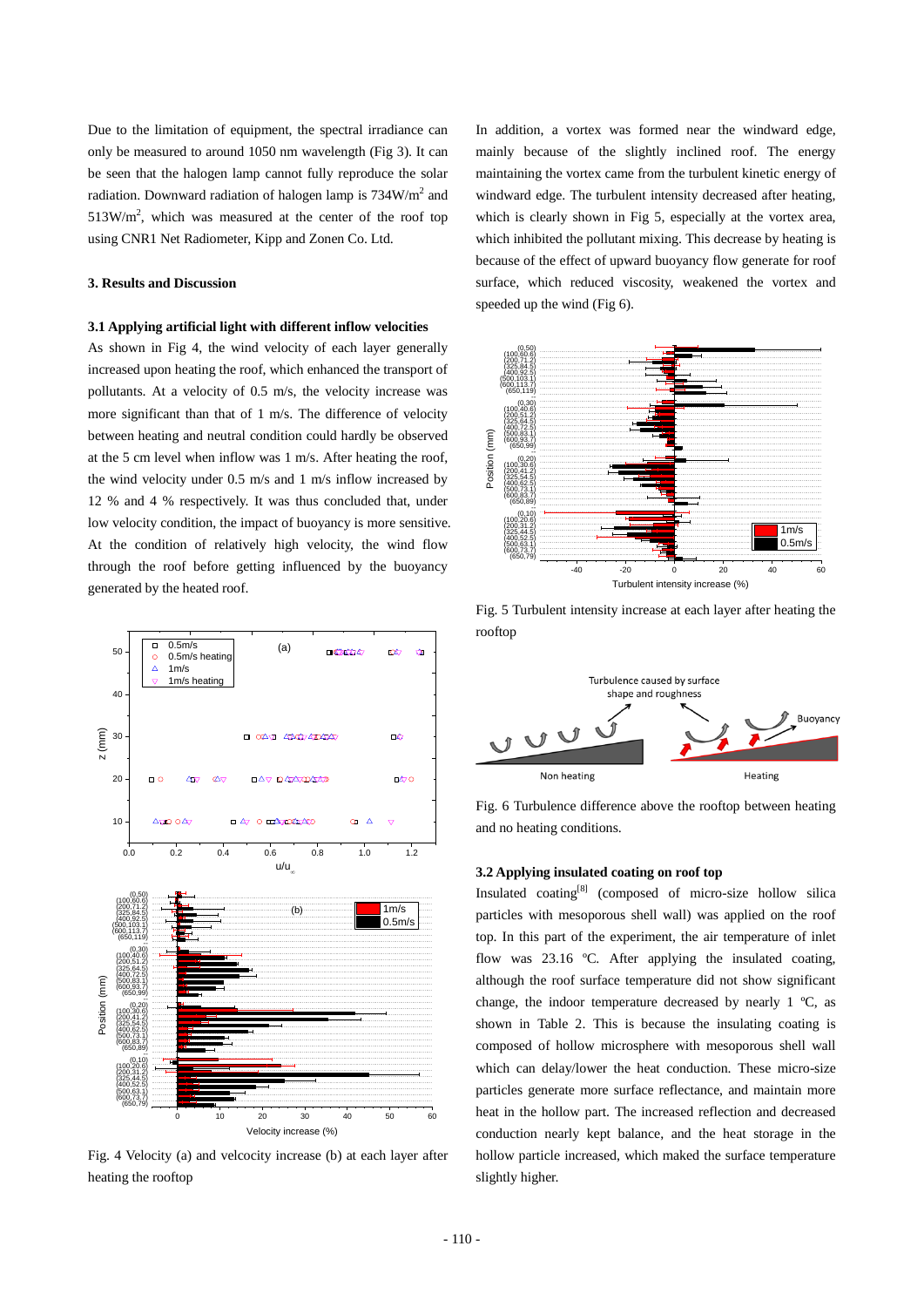Due to the limitation of equipment, the spectral irradiance can only be measured to around 1050 nm wavelength (Fig 3). It can be seen that the halogen lamp cannot fully reproduce the solar radiation. Downward radiation of halogen lamp is 734W/m$^2$ and 513W/m$^2$, which was measured at the center of the roof top using CNR1 Net Radiometer, Kipp and Zonen Co. Ltd.

## 3. Results and Discussion

### 3.1 Applying artificial light with different inflow velocities

As shown in Fig 4, the wind velocity of each layer generally increased upon heating the roof, which enhanced the transport of pollutants. At a velocity of 0.5 m/s, the velocity increase was more significant than that of 1 m/s. The difference of velocity between heating and neutral condition could hardly be observed at the 5 cm level when inflow was 1 m/s. After heating the roof, the wind velocity under 0.5 m/s and 1 m/s inflow increased by 12 % and 4 % respectively. It was thus concluded that, under low velocity condition, the impact of buoyancy is more sensitive. At the condition of relatively high velocity, the wind flow through the roof before getting influenced by the buoyancy generated by the heated roof.

Fig. 4 Velocity (a) and velcocity increase (b) at each layer after heating the rooftop

In addition, a vortex was formed near the windward edge, mainly because of the slightly inclined roof. The energy maintaining the vortex came from the turbulent kinetic energy of windward edge. The turbulent intensity decreased after heating, which is clearly shown in Fig 5, especially at the vortex area, which inhibited the pollutant mixing. This decrease by heating is because of the effect of upward buoyancy flow generate for roof surface, which reduced viscosity, weakened the vortex and speeded up the wind (Fig 6).

Fig. 5 Turbulent intensity increase at each layer after heating the rooftop

Fig. 6 Turbulence difference above the rooftop between heating and no heating conditions.

### 3.2 Applying insulated coating on roof top

Insulated coating[8] (composed of micro-size hollow silica particles with mesoporous shell wall) was applied on the roof top. In this part of the experiment, the air temperature of inlet flow was 23.16 ºC. After applying the insulated coating, although the roof surface temperature did not show significant change, the indoor temperature decreased by nearly 1 ºC, as shown in Table 2. This is because the insulating coating is composed of hollow microsphere with mesoporous shell wall which can delay/lower the heat conduction. These micro-size particles generate more surface reflectance, and maintain more heat in the hollow part. The increased reflection and decreased conduction nearly kept balance, and the heat storage in the hollow particle increased, which maked the surface temperature slightly higher.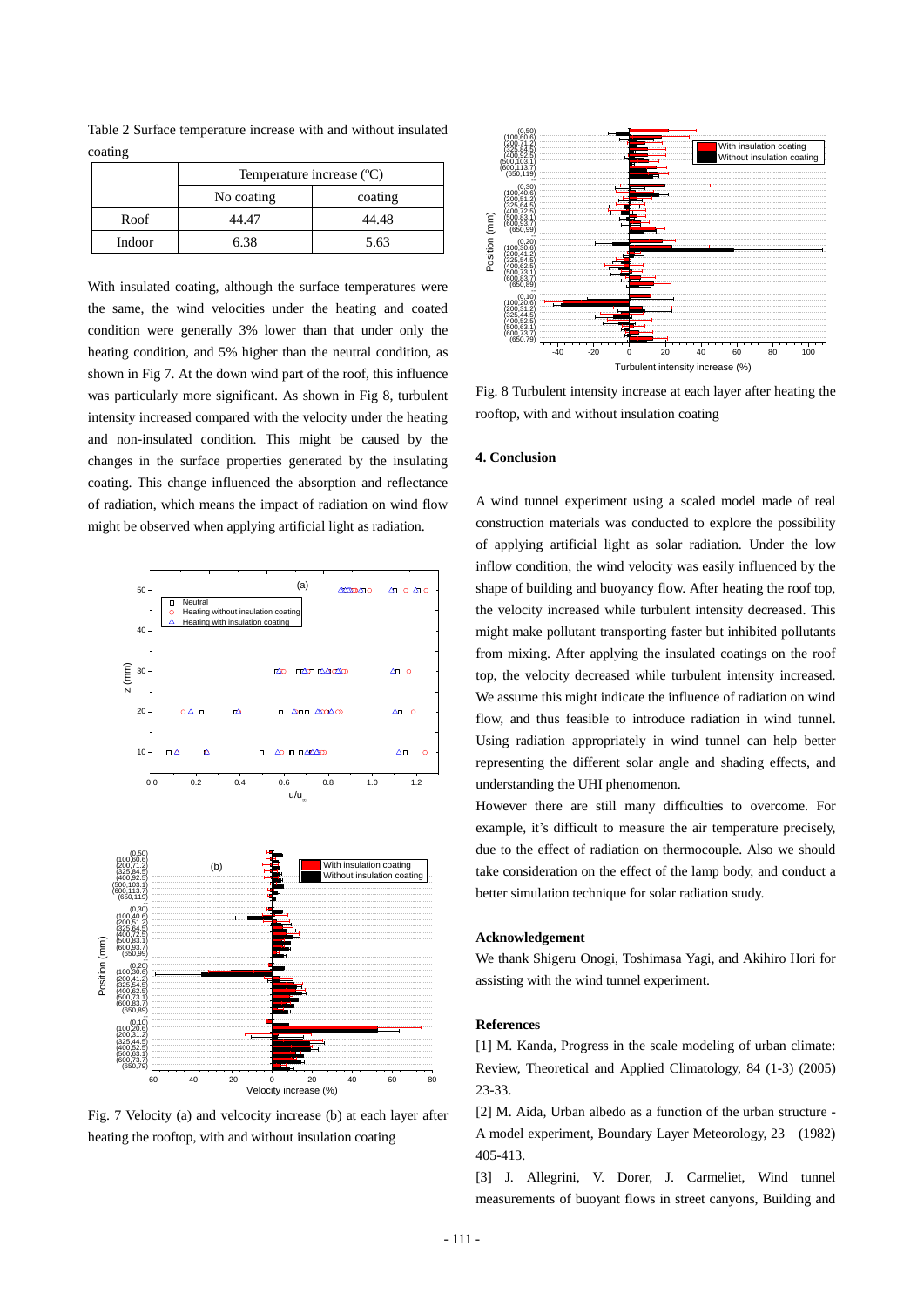Table 2 Surface temperature increase with and without insulated coating

| | Temperature increase (℃) | |
|---|---|---|
| | No coating | coating |
| Roof | 44.47 | 44.48 |
| Indoor | 6.38 | 5.63 |

With insulated coating, although the surface temperatures were the same, the wind velocities under the heating and coated condition were generally 3% lower than that under only the heating condition, and 5% higher than the neutral condition, as shown in Fig 7. At the down wind part of the roof, this influence was particularly more significant. As shown in Fig 8, turbulent intensity increased compared with the velocity under the heating and non-insulated condition. This might be caused by the changes in the surface properties generated by the insulating coating. This change influenced the absorption and reflectance of radiation, which means the impact of radiation on wind flow might be observed when applying artificial light as radiation.

Fig. 7 Velocity (a) and velcocity increase (b) at each layer after heating the rooftop, with and without insulation coating

Fig. 8 Turbulent intensity increase at each layer after heating the rooftop, with and without insulation coating

## 4. Conclusion

A wind tunnel experiment using a scaled model made of real construction materials was conducted to explore the possibility of applying artificial light as solar radiation. Under the low inflow condition, the wind velocity was easily influenced by the shape of building and buoyancy flow. After heating the roof top, the velocity increased while turbulent intensity decreased. This might make pollutant transporting faster but inhibited pollutants from mixing. After applying the insulated coatings on the roof top, the velocity decreased while turbulent intensity increased. We assume this might indicate the influence of radiation on wind flow, and thus feasible to introduce radiation in wind tunnel. Using radiation appropriately in wind tunnel can help better representing the different solar angle and shading effects, and understanding the UHI phenomenon.

However there are still many difficulties to overcome. For example, it's difficult to measure the air temperature precisely, due to the effect of radiation on thermocouple. Also we should take consideration on the effect of the lamp body, and conduct a better simulation technique for solar radiation study.

### Acknowledgement

We thank Shigeru Onogi, Toshimasa Yagi, and Akihiro Hori for assisting with the wind tunnel experiment.

### References

[1] M. Kanda, Progress in the scale modeling of urban climate: Review, Theoretical and Applied Climatology, 84 (1-3) (2005) 23-33.

[2] M. Aida, Urban albedo as a function of the urban structure - A model experiment, Boundary Layer Meteorology, 23 (1982) 405-413.

[3] J. Allegrini, V. Dorer, J. Carmeliet, Wind tunnel measurements of buoyant flows in street canyons, Building and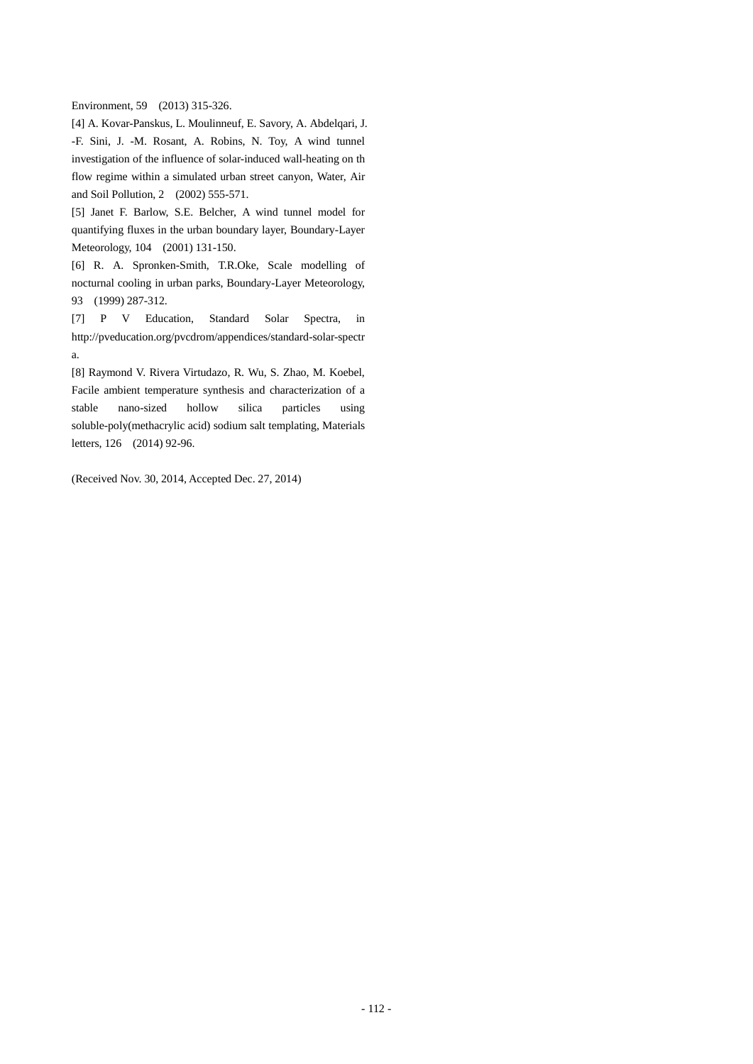Environment, 59 (2013) 315-326.

[4] A. Kovar-Panskus, L. Moulinneuf, E. Savory, A. Abdelqari, J. -F. Sini, J. -M. Rosant, A. Robins, N. Toy, A wind tunnel investigation of the influence of solar-induced wall-heating on th flow regime within a simulated urban street canyon, Water, Air and Soil Pollution, 2 (2002) 555-571.

[5] Janet F. Barlow, S.E. Belcher, A wind tunnel model for quantifying fluxes in the urban boundary layer, Boundary-Layer Meteorology, 104 (2001) 131-150.

[6] R. A. Spronken-Smith, T.R.Oke, Scale modelling of nocturnal cooling in urban parks, Boundary-Layer Meteorology, 93 (1999) 287-312.

[7] P V Education, Standard Solar Spectra, in http://pveducation.org/pvcdrom/appendices/standard-solar-spectra.

[8] Raymond V. Rivera Virtudazo, R. Wu, S. Zhao, M. Koebel, Facile ambient temperature synthesis and characterization of a stable nano-sized hollow silica particles using soluble-poly(methacrylic acid) sodium salt templating, Materials letters, 126 (2014) 92-96.

(Received Nov. 30, 2014, Accepted Dec. 27, 2014)